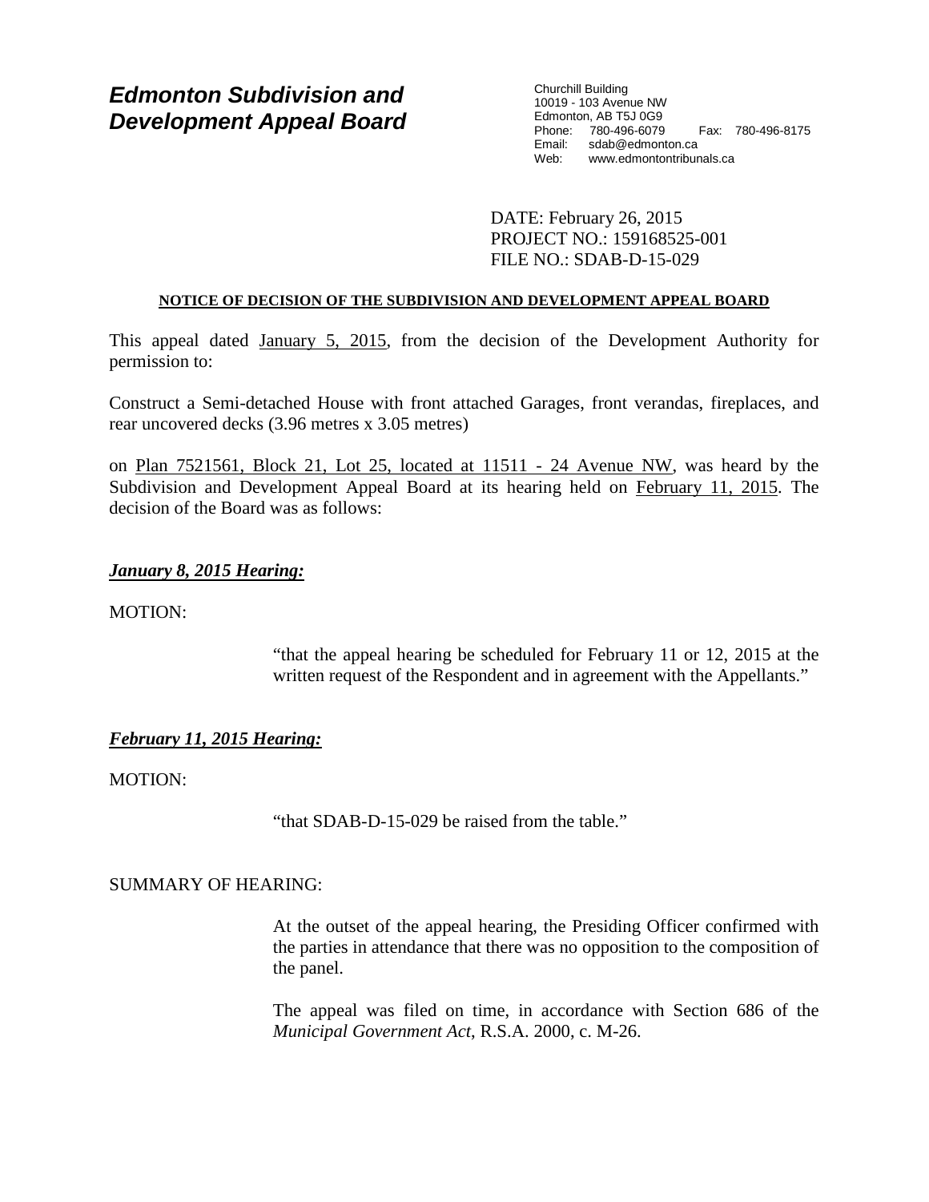# Edmonton Subdivision and Development Appeal Board

Churchill Building
10019 - 103 Avenue NW
Edmonton, AB T5J 0G9
Phone: 780-496-6079 Fax: 780-496-8175
Email: sdab@edmonton.ca
Web: www.edmontontribunals.ca

DATE: February 26, 2015
PROJECT NO.: 159168525-001
FILE NO.: SDAB-D-15-029

**NOTICE OF DECISION OF THE SUBDIVISION AND DEVELOPMENT APPEAL BOARD**

This appeal dated January 5, 2015, from the decision of the Development Authority for permission to:

Construct a Semi-detached House with front attached Garages, front verandas, fireplaces, and rear uncovered decks (3.96 metres x 3.05 metres)

on Plan 7521561, Block 21, Lot 25, located at 11511 - 24 Avenue NW, was heard by the Subdivision and Development Appeal Board at its hearing held on February 11, 2015. The decision of the Board was as follows:

***January 8, 2015 Hearing:***

MOTION:

> "that the appeal hearing be scheduled for February 11 or 12, 2015 at the written request of the Respondent and in agreement with the Appellants."

***February 11, 2015 Hearing:***

MOTION:

> "that SDAB-D-15-029 be raised from the table."

SUMMARY OF HEARING:

> At the outset of the appeal hearing, the Presiding Officer confirmed with the parties in attendance that there was no opposition to the composition of the panel.
>
> The appeal was filed on time, in accordance with Section 686 of the *Municipal Government Act*, R.S.A. 2000, c. M-26.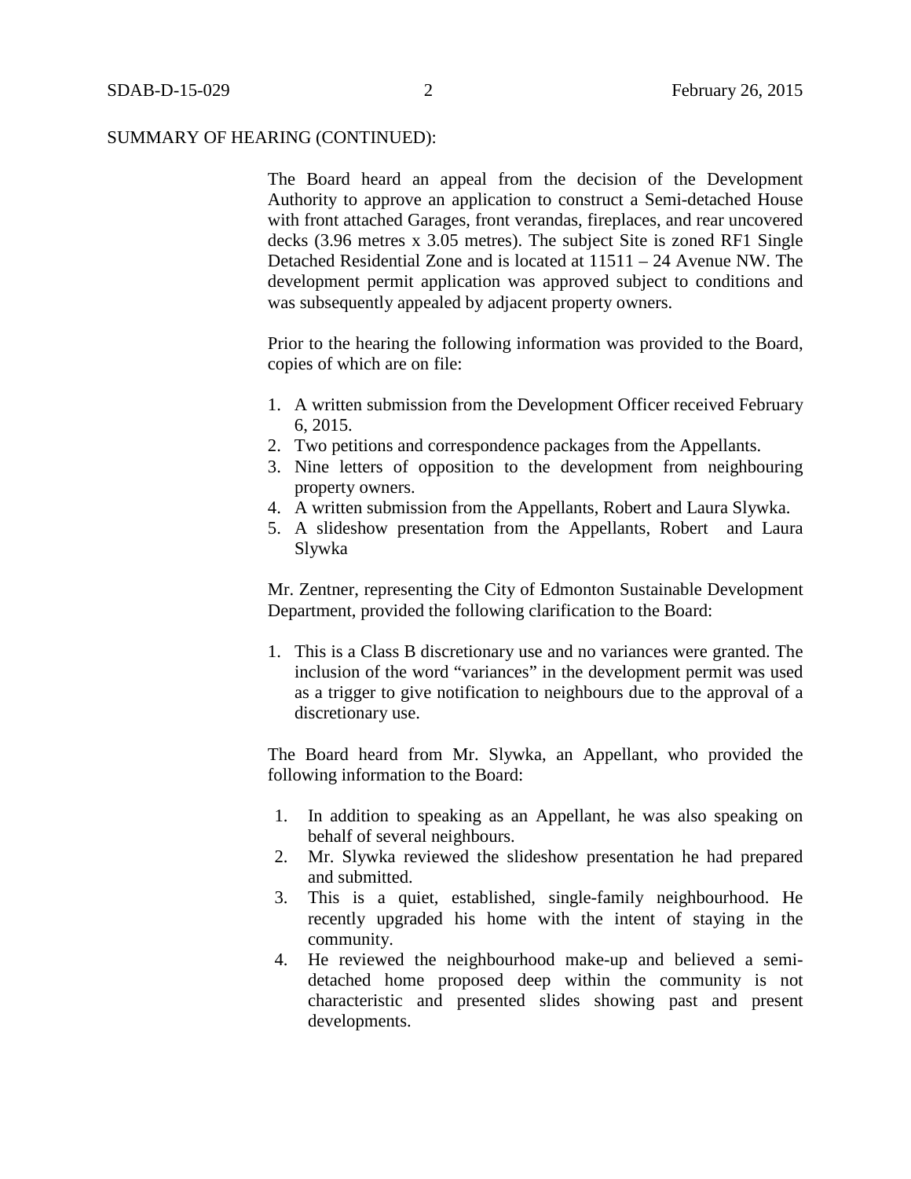SUMMARY OF HEARING (CONTINUED):

The Board heard an appeal from the decision of the Development Authority to approve an application to construct a Semi-detached House with front attached Garages, front verandas, fireplaces, and rear uncovered decks (3.96 metres x 3.05 metres). The subject Site is zoned RF1 Single Detached Residential Zone and is located at 11511 – 24 Avenue NW. The development permit application was approved subject to conditions and was subsequently appealed by adjacent property owners.

Prior to the hearing the following information was provided to the Board, copies of which are on file:

1. A written submission from the Development Officer received February 6, 2015.
2. Two petitions and correspondence packages from the Appellants.
3. Nine letters of opposition to the development from neighbouring property owners.
4. A written submission from the Appellants, Robert and Laura Slywka.
5. A slideshow presentation from the Appellants, Robert and Laura Slywka

Mr. Zentner, representing the City of Edmonton Sustainable Development Department, provided the following clarification to the Board:

1. This is a Class B discretionary use and no variances were granted. The inclusion of the word "variances" in the development permit was used as a trigger to give notification to neighbours due to the approval of a discretionary use.

The Board heard from Mr. Slywka, an Appellant, who provided the following information to the Board:

1. In addition to speaking as an Appellant, he was also speaking on behalf of several neighbours.
2. Mr. Slywka reviewed the slideshow presentation he had prepared and submitted.
3. This is a quiet, established, single-family neighbourhood. He recently upgraded his home with the intent of staying in the community.
4. He reviewed the neighbourhood make-up and believed a semi-detached home proposed deep within the community is not characteristic and presented slides showing past and present developments.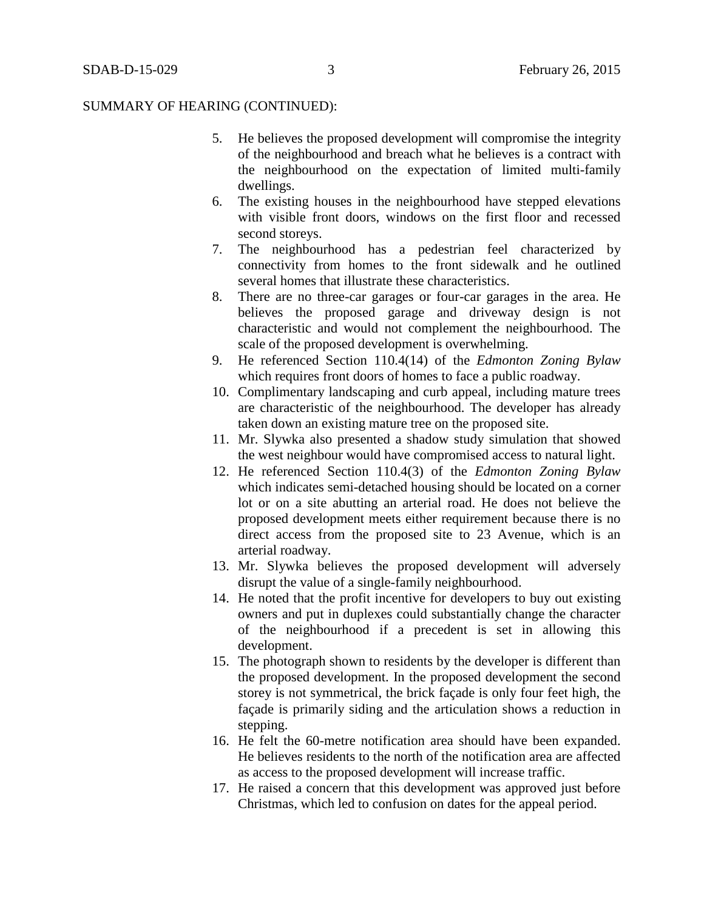SUMMARY OF HEARING (CONTINUED):

5. He believes the proposed development will compromise the integrity of the neighbourhood and breach what he believes is a contract with the neighbourhood on the expectation of limited multi-family dwellings.
6. The existing houses in the neighbourhood have stepped elevations with visible front doors, windows on the first floor and recessed second storeys.
7. The neighbourhood has a pedestrian feel characterized by connectivity from homes to the front sidewalk and he outlined several homes that illustrate these characteristics.
8. There are no three-car garages or four-car garages in the area. He believes the proposed garage and driveway design is not characteristic and would not complement the neighbourhood. The scale of the proposed development is overwhelming.
9. He referenced Section 110.4(14) of the *Edmonton Zoning Bylaw* which requires front doors of homes to face a public roadway.
10. Complimentary landscaping and curb appeal, including mature trees are characteristic of the neighbourhood. The developer has already taken down an existing mature tree on the proposed site.
11. Mr. Slywka also presented a shadow study simulation that showed the west neighbour would have compromised access to natural light.
12. He referenced Section 110.4(3) of the *Edmonton Zoning Bylaw* which indicates semi-detached housing should be located on a corner lot or on a site abutting an arterial road. He does not believe the proposed development meets either requirement because there is no direct access from the proposed site to 23 Avenue, which is an arterial roadway.
13. Mr. Slywka believes the proposed development will adversely disrupt the value of a single-family neighbourhood.
14. He noted that the profit incentive for developers to buy out existing owners and put in duplexes could substantially change the character of the neighbourhood if a precedent is set in allowing this development.
15. The photograph shown to residents by the developer is different than the proposed development. In the proposed development the second storey is not symmetrical, the brick façade is only four feet high, the façade is primarily siding and the articulation shows a reduction in stepping.
16. He felt the 60-metre notification area should have been expanded. He believes residents to the north of the notification area are affected as access to the proposed development will increase traffic.
17. He raised a concern that this development was approved just before Christmas, which led to confusion on dates for the appeal period.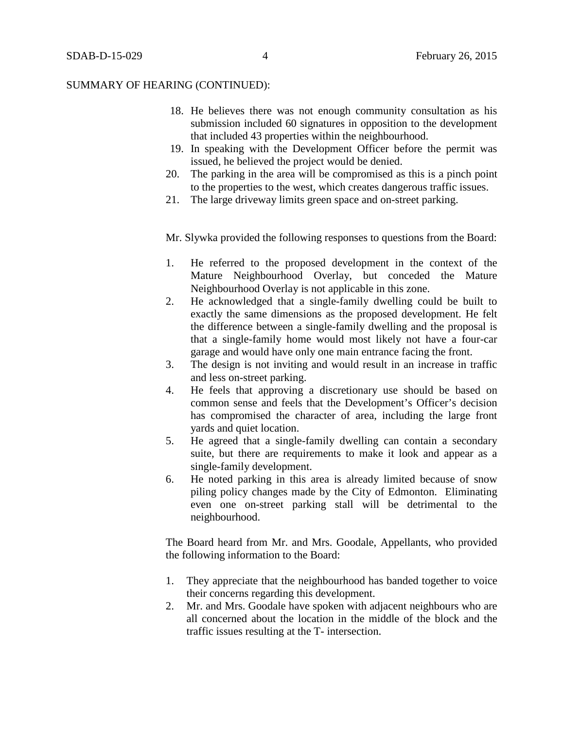SUMMARY OF HEARING (CONTINUED):

18. He believes there was not enough community consultation as his submission included 60 signatures in opposition to the development that included 43 properties within the neighbourhood.
19. In speaking with the Development Officer before the permit was issued, he believed the project would be denied.
20. The parking in the area will be compromised as this is a pinch point to the properties to the west, which creates dangerous traffic issues.
21. The large driveway limits green space and on-street parking.

Mr. Slywka provided the following responses to questions from the Board:

1. He referred to the proposed development in the context of the Mature Neighbourhood Overlay, but conceded the Mature Neighbourhood Overlay is not applicable in this zone.
2. He acknowledged that a single-family dwelling could be built to exactly the same dimensions as the proposed development. He felt the difference between a single-family dwelling and the proposal is that a single-family home would most likely not have a four-car garage and would have only one main entrance facing the front.
3. The design is not inviting and would result in an increase in traffic and less on-street parking.
4. He feels that approving a discretionary use should be based on common sense and feels that the Development's Officer's decision has compromised the character of area, including the large front yards and quiet location.
5. He agreed that a single-family dwelling can contain a secondary suite, but there are requirements to make it look and appear as a single-family development.
6. He noted parking in this area is already limited because of snow piling policy changes made by the City of Edmonton. Eliminating even one on-street parking stall will be detrimental to the neighbourhood.

The Board heard from Mr. and Mrs. Goodale, Appellants, who provided the following information to the Board:

1. They appreciate that the neighbourhood has banded together to voice their concerns regarding this development.
2. Mr. and Mrs. Goodale have spoken with adjacent neighbours who are all concerned about the location in the middle of the block and the traffic issues resulting at the T- intersection.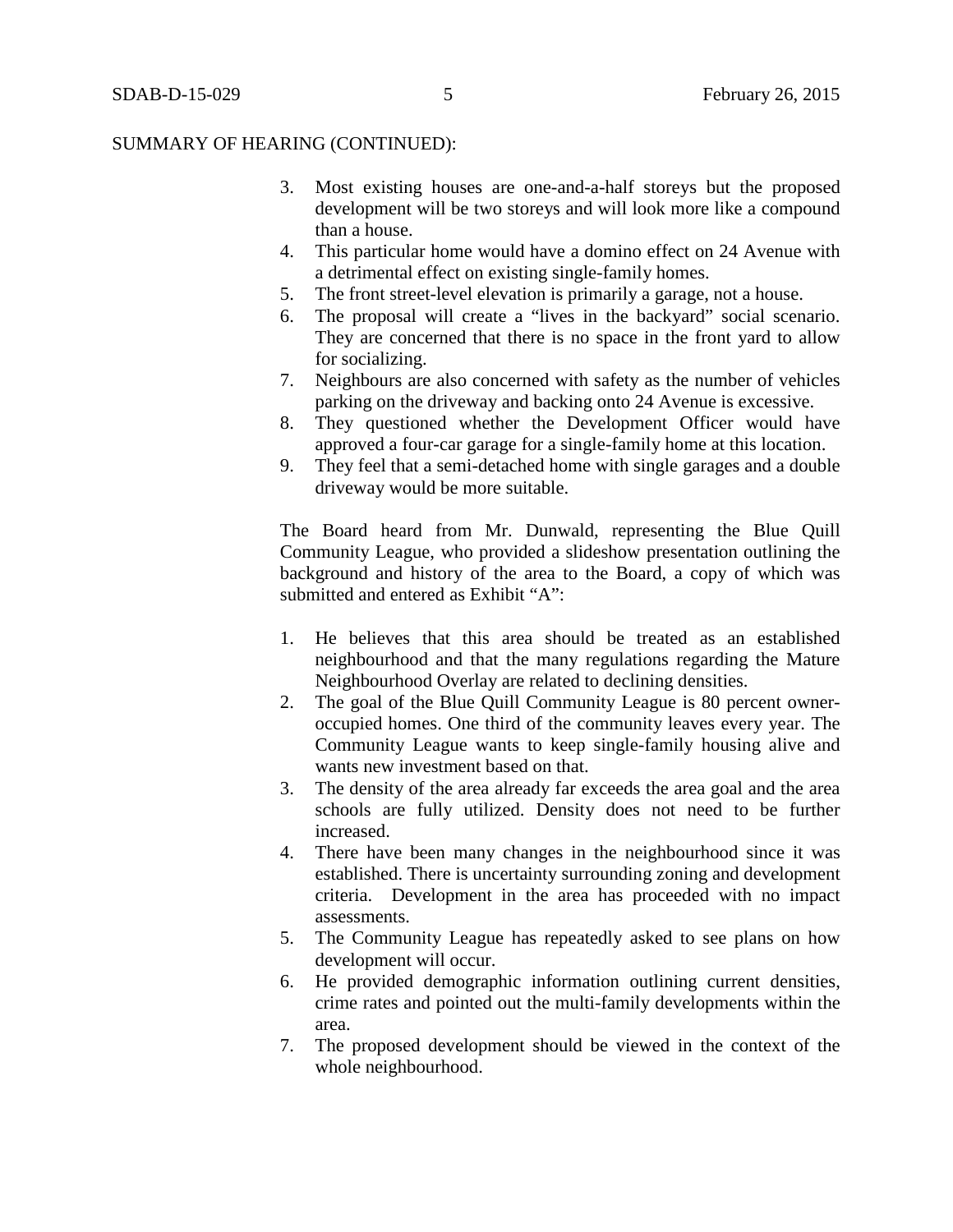SUMMARY OF HEARING (CONTINUED):

3. Most existing houses are one-and-a-half storeys but the proposed development will be two storeys and will look more like a compound than a house.
4. This particular home would have a domino effect on 24 Avenue with a detrimental effect on existing single-family homes.
5. The front street-level elevation is primarily a garage, not a house.
6. The proposal will create a "lives in the backyard" social scenario. They are concerned that there is no space in the front yard to allow for socializing.
7. Neighbours are also concerned with safety as the number of vehicles parking on the driveway and backing onto 24 Avenue is excessive.
8. They questioned whether the Development Officer would have approved a four-car garage for a single-family home at this location.
9. They feel that a semi-detached home with single garages and a double driveway would be more suitable.

The Board heard from Mr. Dunwald, representing the Blue Quill Community League, who provided a slideshow presentation outlining the background and history of the area to the Board, a copy of which was submitted and entered as Exhibit "A":

1. He believes that this area should be treated as an established neighbourhood and that the many regulations regarding the Mature Neighbourhood Overlay are related to declining densities.
2. The goal of the Blue Quill Community League is 80 percent owner-occupied homes. One third of the community leaves every year. The Community League wants to keep single-family housing alive and wants new investment based on that.
3. The density of the area already far exceeds the area goal and the area schools are fully utilized. Density does not need to be further increased.
4. There have been many changes in the neighbourhood since it was established. There is uncertainty surrounding zoning and development criteria. Development in the area has proceeded with no impact assessments.
5. The Community League has repeatedly asked to see plans on how development will occur.
6. He provided demographic information outlining current densities, crime rates and pointed out the multi-family developments within the area.
7. The proposed development should be viewed in the context of the whole neighbourhood.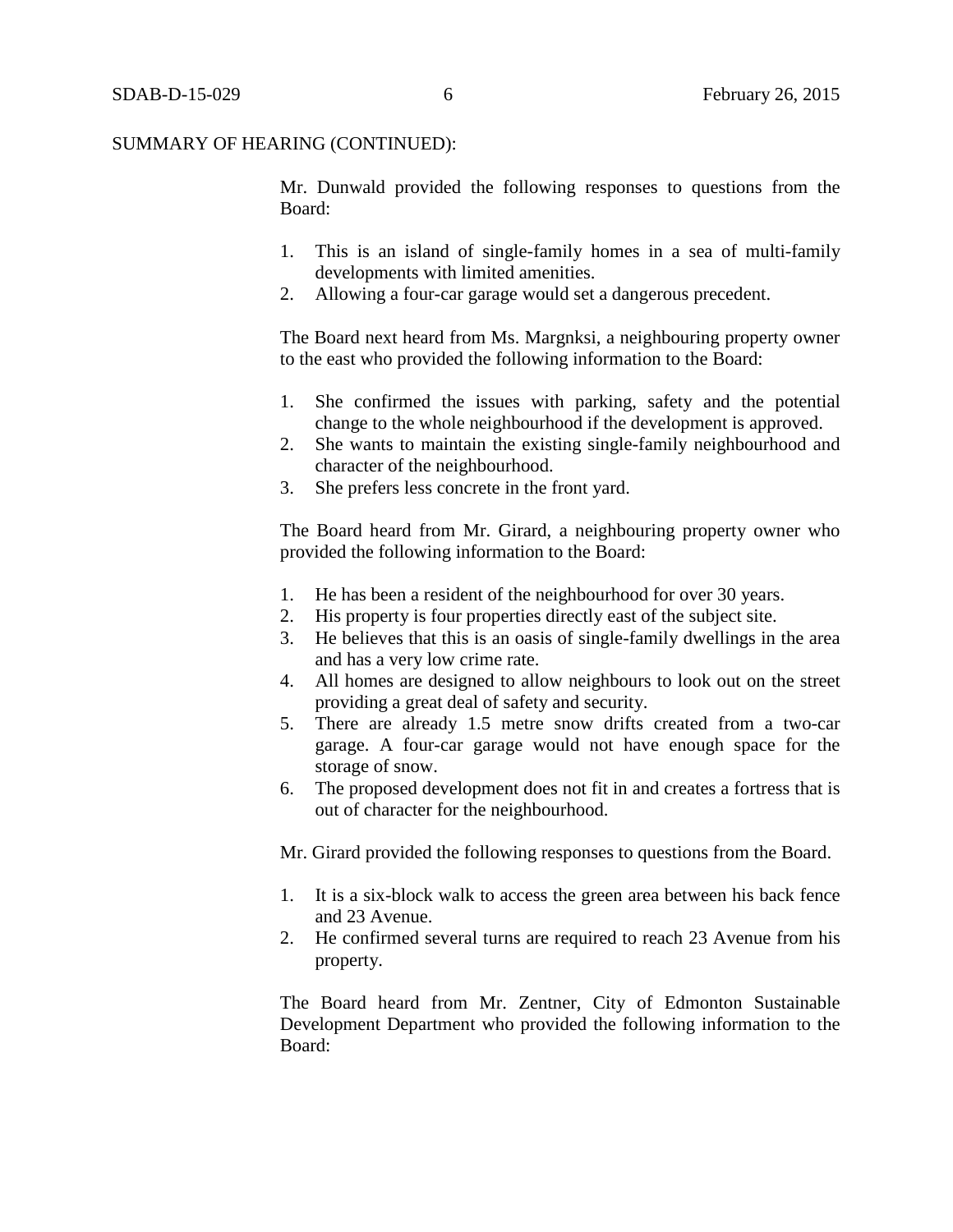SUMMARY OF HEARING (CONTINUED):

Mr. Dunwald provided the following responses to questions from the Board:

1. This is an island of single-family homes in a sea of multi-family developments with limited amenities.
2. Allowing a four-car garage would set a dangerous precedent.

The Board next heard from Ms. Margnksi, a neighbouring property owner to the east who provided the following information to the Board:

1. She confirmed the issues with parking, safety and the potential change to the whole neighbourhood if the development is approved.
2. She wants to maintain the existing single-family neighbourhood and character of the neighbourhood.
3. She prefers less concrete in the front yard.

The Board heard from Mr. Girard, a neighbouring property owner who provided the following information to the Board:

1. He has been a resident of the neighbourhood for over 30 years.
2. His property is four properties directly east of the subject site.
3. He believes that this is an oasis of single-family dwellings in the area and has a very low crime rate.
4. All homes are designed to allow neighbours to look out on the street providing a great deal of safety and security.
5. There are already 1.5 metre snow drifts created from a two-car garage. A four-car garage would not have enough space for the storage of snow.
6. The proposed development does not fit in and creates a fortress that is out of character for the neighbourhood.

Mr. Girard provided the following responses to questions from the Board.

1. It is a six-block walk to access the green area between his back fence and 23 Avenue.
2. He confirmed several turns are required to reach 23 Avenue from his property.

The Board heard from Mr. Zentner, City of Edmonton Sustainable Development Department who provided the following information to the Board: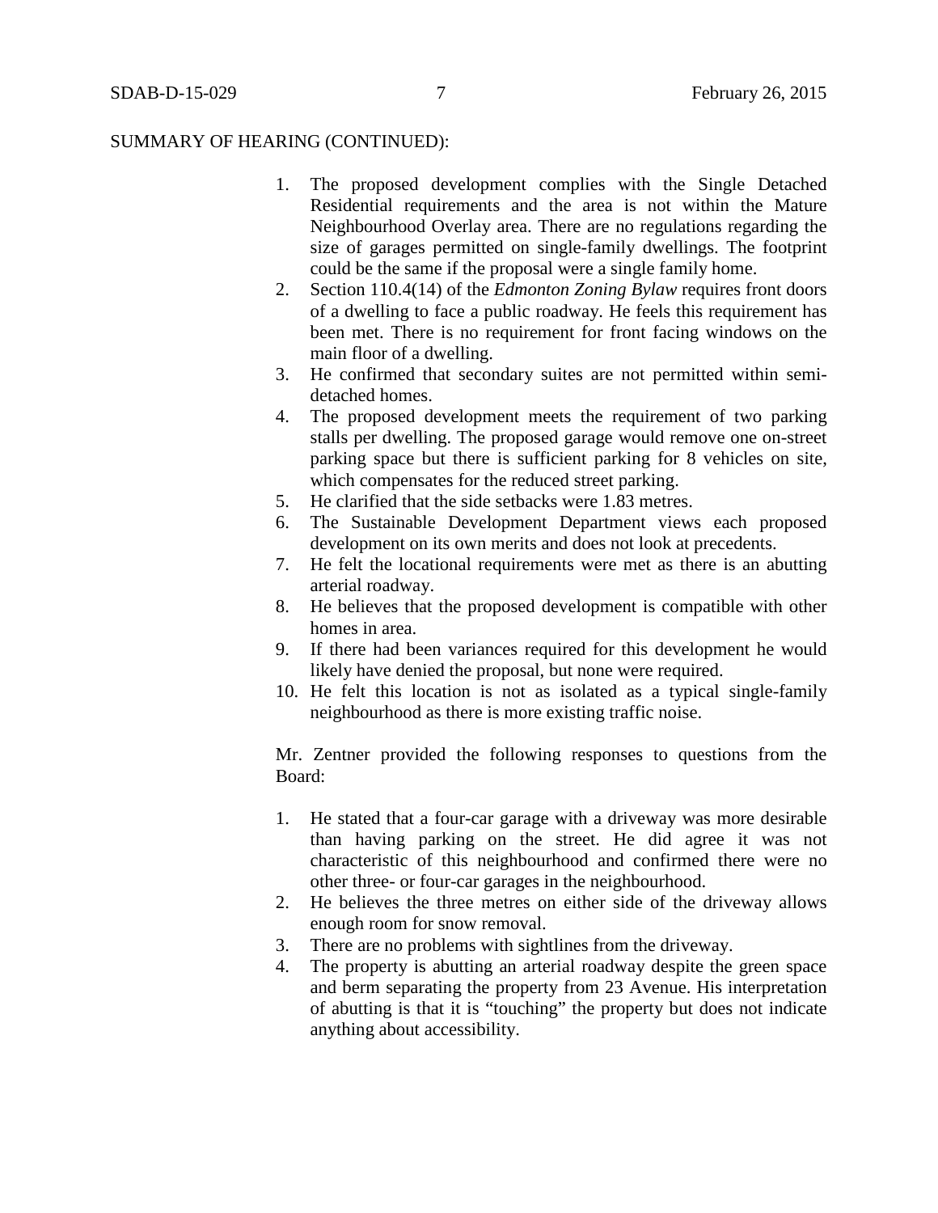SUMMARY OF HEARING (CONTINUED):

1. The proposed development complies with the Single Detached Residential requirements and the area is not within the Mature Neighbourhood Overlay area. There are no regulations regarding the size of garages permitted on single-family dwellings. The footprint could be the same if the proposal were a single family home.
2. Section 110.4(14) of the *Edmonton Zoning Bylaw* requires front doors of a dwelling to face a public roadway. He feels this requirement has been met. There is no requirement for front facing windows on the main floor of a dwelling.
3. He confirmed that secondary suites are not permitted within semi-detached homes.
4. The proposed development meets the requirement of two parking stalls per dwelling. The proposed garage would remove one on-street parking space but there is sufficient parking for 8 vehicles on site, which compensates for the reduced street parking.
5. He clarified that the side setbacks were 1.83 metres.
6. The Sustainable Development Department views each proposed development on its own merits and does not look at precedents.
7. He felt the locational requirements were met as there is an abutting arterial roadway.
8. He believes that the proposed development is compatible with other homes in area.
9. If there had been variances required for this development he would likely have denied the proposal, but none were required.
10. He felt this location is not as isolated as a typical single-family neighbourhood as there is more existing traffic noise.

Mr. Zentner provided the following responses to questions from the Board:

1. He stated that a four-car garage with a driveway was more desirable than having parking on the street. He did agree it was not characteristic of this neighbourhood and confirmed there were no other three- or four-car garages in the neighbourhood.
2. He believes the three metres on either side of the driveway allows enough room for snow removal.
3. There are no problems with sightlines from the driveway.
4. The property is abutting an arterial roadway despite the green space and berm separating the property from 23 Avenue. His interpretation of abutting is that it is "touching" the property but does not indicate anything about accessibility.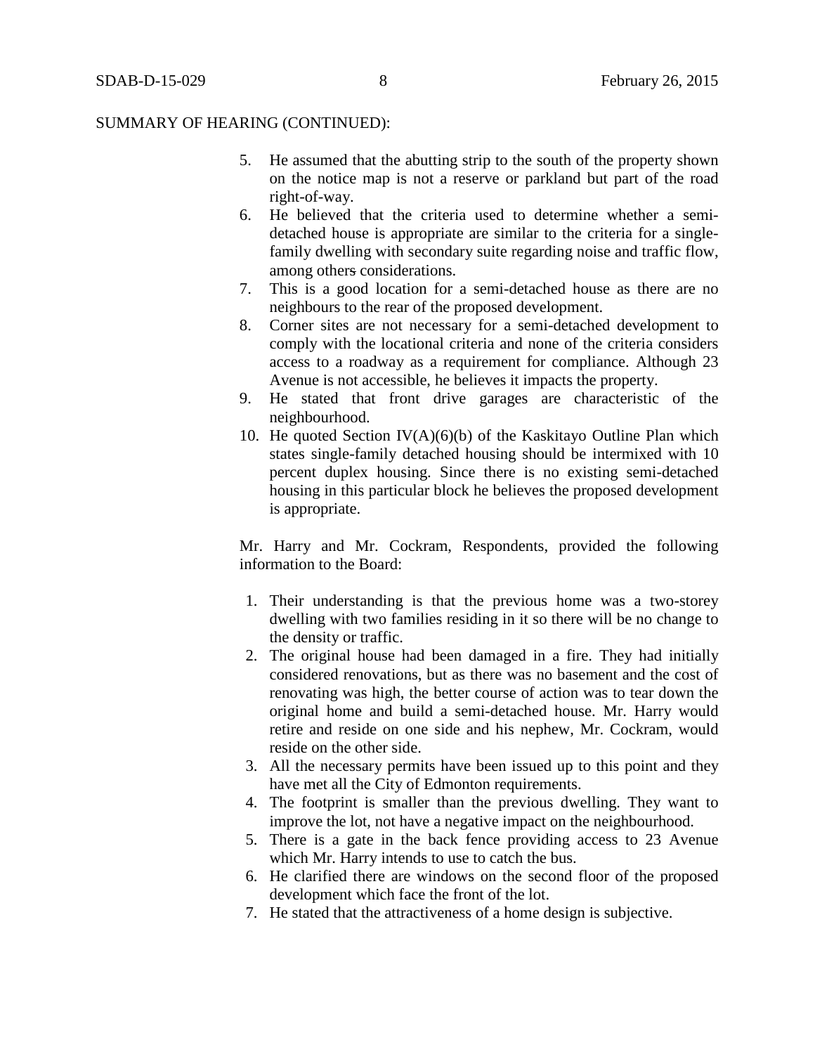SUMMARY OF HEARING (CONTINUED):

5. He assumed that the abutting strip to the south of the property shown on the notice map is not a reserve or parkland but part of the road right-of-way.
6. He believed that the criteria used to determine whether a semi-detached house is appropriate are similar to the criteria for a single-family dwelling with secondary suite regarding noise and traffic flow, among others considerations.
7. This is a good location for a semi-detached house as there are no neighbours to the rear of the proposed development.
8. Corner sites are not necessary for a semi-detached development to comply with the locational criteria and none of the criteria considers access to a roadway as a requirement for compliance. Although 23 Avenue is not accessible, he believes it impacts the property.
9. He stated that front drive garages are characteristic of the neighbourhood.
10. He quoted Section IV(A)(6)(b) of the Kaskitayo Outline Plan which states single-family detached housing should be intermixed with 10 percent duplex housing. Since there is no existing semi-detached housing in this particular block he believes the proposed development is appropriate.

Mr. Harry and Mr. Cockram, Respondents, provided the following information to the Board:

1. Their understanding is that the previous home was a two-storey dwelling with two families residing in it so there will be no change to the density or traffic.
2. The original house had been damaged in a fire. They had initially considered renovations, but as there was no basement and the cost of renovating was high, the better course of action was to tear down the original home and build a semi-detached house. Mr. Harry would retire and reside on one side and his nephew, Mr. Cockram, would reside on the other side.
3. All the necessary permits have been issued up to this point and they have met all the City of Edmonton requirements.
4. The footprint is smaller than the previous dwelling. They want to improve the lot, not have a negative impact on the neighbourhood.
5. There is a gate in the back fence providing access to 23 Avenue which Mr. Harry intends to use to catch the bus.
6. He clarified there are windows on the second floor of the proposed development which face the front of the lot.
7. He stated that the attractiveness of a home design is subjective.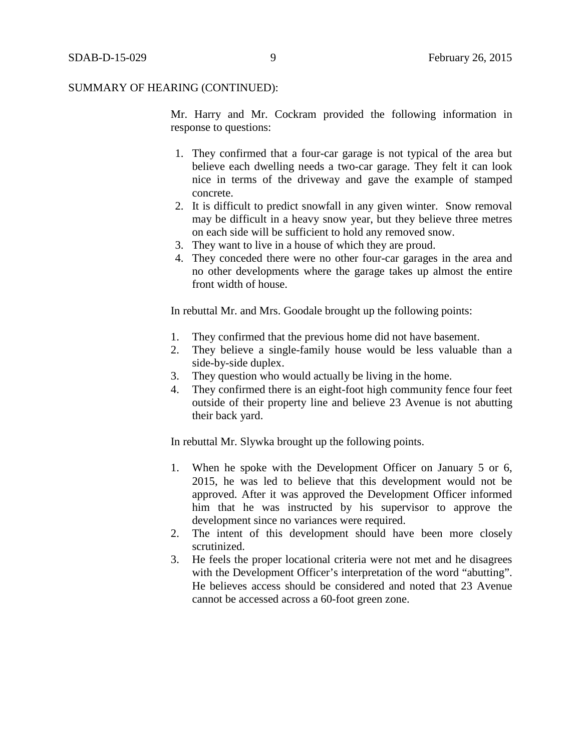SUMMARY OF HEARING (CONTINUED):

Mr. Harry and Mr. Cockram provided the following information in response to questions:

1. They confirmed that a four-car garage is not typical of the area but believe each dwelling needs a two-car garage. They felt it can look nice in terms of the driveway and gave the example of stamped concrete.
2. It is difficult to predict snowfall in any given winter. Snow removal may be difficult in a heavy snow year, but they believe three metres on each side will be sufficient to hold any removed snow.
3. They want to live in a house of which they are proud.
4. They conceded there were no other four-car garages in the area and no other developments where the garage takes up almost the entire front width of house.

In rebuttal Mr. and Mrs. Goodale brought up the following points:

1. They confirmed that the previous home did not have basement.
2. They believe a single-family house would be less valuable than a side-by-side duplex.
3. They question who would actually be living in the home.
4. They confirmed there is an eight-foot high community fence four feet outside of their property line and believe 23 Avenue is not abutting their back yard.

In rebuttal Mr. Slywka brought up the following points.

1. When he spoke with the Development Officer on January 5 or 6, 2015, he was led to believe that this development would not be approved. After it was approved the Development Officer informed him that he was instructed by his supervisor to approve the development since no variances were required.
2. The intent of this development should have been more closely scrutinized.
3. He feels the proper locational criteria were not met and he disagrees with the Development Officer's interpretation of the word "abutting". He believes access should be considered and noted that 23 Avenue cannot be accessed across a 60-foot green zone.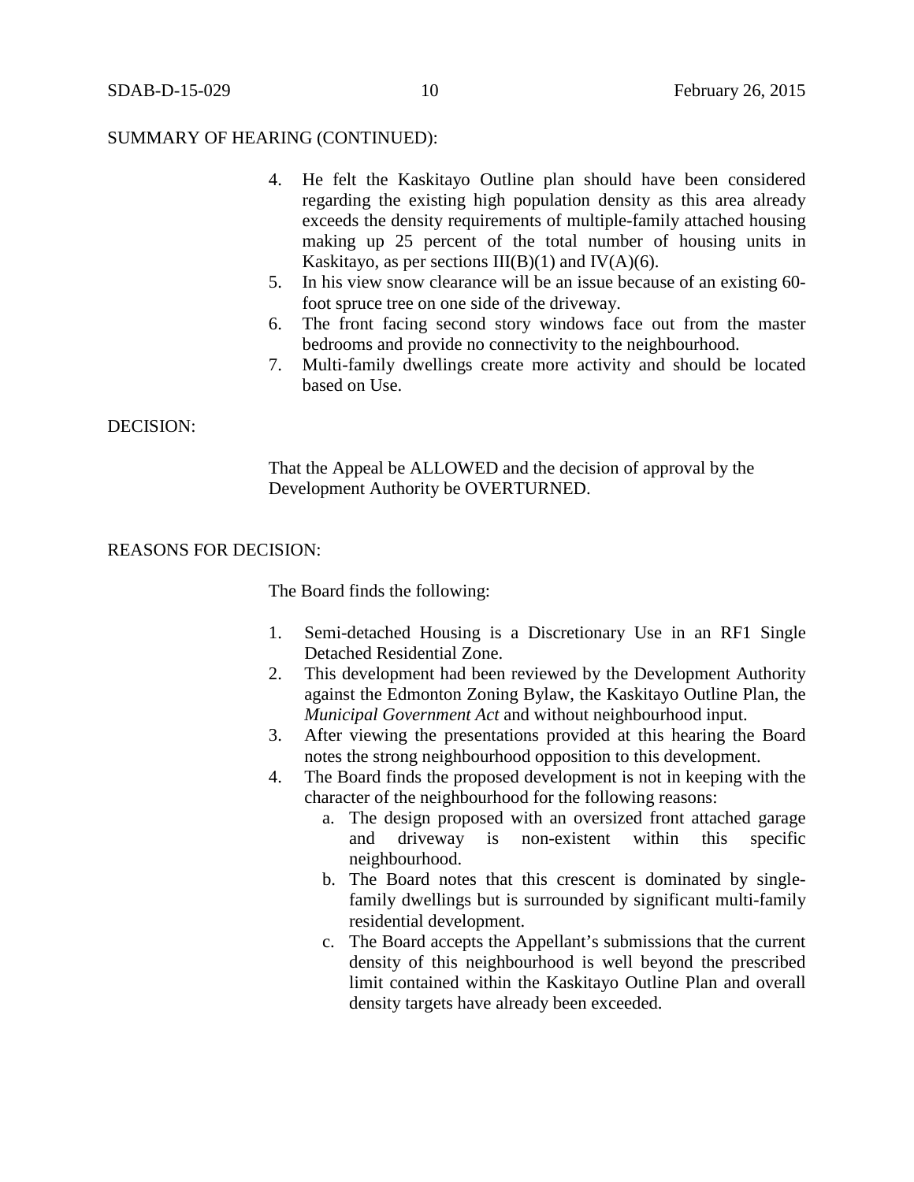SUMMARY OF HEARING (CONTINUED):

4. He felt the Kaskitayo Outline plan should have been considered regarding the existing high population density as this area already exceeds the density requirements of multiple-family attached housing making up 25 percent of the total number of housing units in Kaskitayo, as per sections III(B)(1) and IV(A)(6).
5. In his view snow clearance will be an issue because of an existing 60-foot spruce tree on one side of the driveway.
6. The front facing second story windows face out from the master bedrooms and provide no connectivity to the neighbourhood.
7. Multi-family dwellings create more activity and should be located based on Use.

DECISION:

That the Appeal be ALLOWED and the decision of approval by the Development Authority be OVERTURNED.

REASONS FOR DECISION:

The Board finds the following:

1. Semi-detached Housing is a Discretionary Use in an RF1 Single Detached Residential Zone.
2. This development had been reviewed by the Development Authority against the Edmonton Zoning Bylaw, the Kaskitayo Outline Plan, the *Municipal Government Act* and without neighbourhood input.
3. After viewing the presentations provided at this hearing the Board notes the strong neighbourhood opposition to this development.
4. The Board finds the proposed development is not in keeping with the character of the neighbourhood for the following reasons:
   a. The design proposed with an oversized front attached garage and driveway is non-existent within this specific neighbourhood.
   b. The Board notes that this crescent is dominated by single-family dwellings but is surrounded by significant multi-family residential development.
   c. The Board accepts the Appellant's submissions that the current density of this neighbourhood is well beyond the prescribed limit contained within the Kaskitayo Outline Plan and overall density targets have already been exceeded.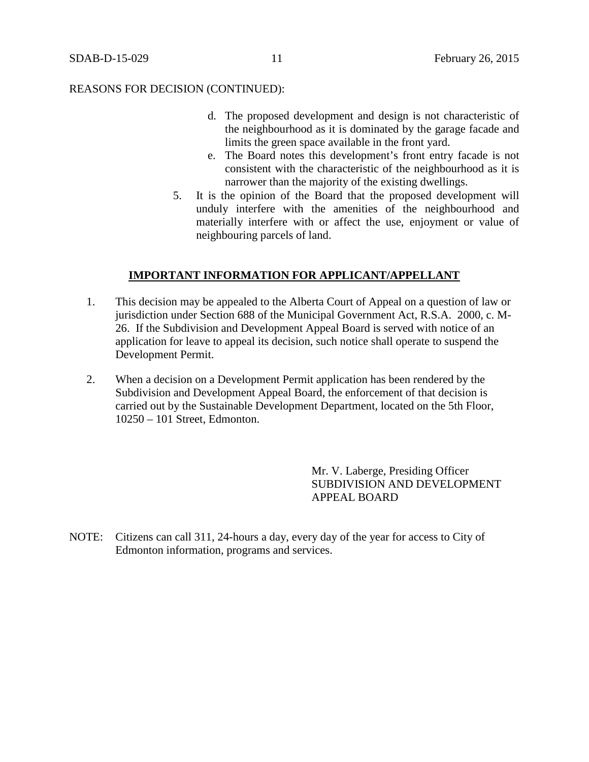REASONS FOR DECISION (CONTINUED):

   d. The proposed development and design is not characteristic of the neighbourhood as it is dominated by the garage facade and limits the green space available in the front yard.
   e. The Board notes this development's front entry facade is not consistent with the characteristic of the neighbourhood as it is narrower than the majority of the existing dwellings.

5. It is the opinion of the Board that the proposed development will unduly interfere with the amenities of the neighbourhood and materially interfere with or affect the use, enjoyment or value of neighbouring parcels of land.

**IMPORTANT INFORMATION FOR APPLICANT/APPELLANT**

1. This decision may be appealed to the Alberta Court of Appeal on a question of law or jurisdiction under Section 688 of the Municipal Government Act, R.S.A. 2000, c. M-26. If the Subdivision and Development Appeal Board is served with notice of an application for leave to appeal its decision, such notice shall operate to suspend the Development Permit.

2. When a decision on a Development Permit application has been rendered by the Subdivision and Development Appeal Board, the enforcement of that decision is carried out by the Sustainable Development Department, located on the 5th Floor, 10250 – 101 Street, Edmonton.

Mr. V. Laberge, Presiding Officer
SUBDIVISION AND DEVELOPMENT APPEAL BOARD

NOTE: Citizens can call 311, 24-hours a day, every day of the year for access to City of Edmonton information, programs and services.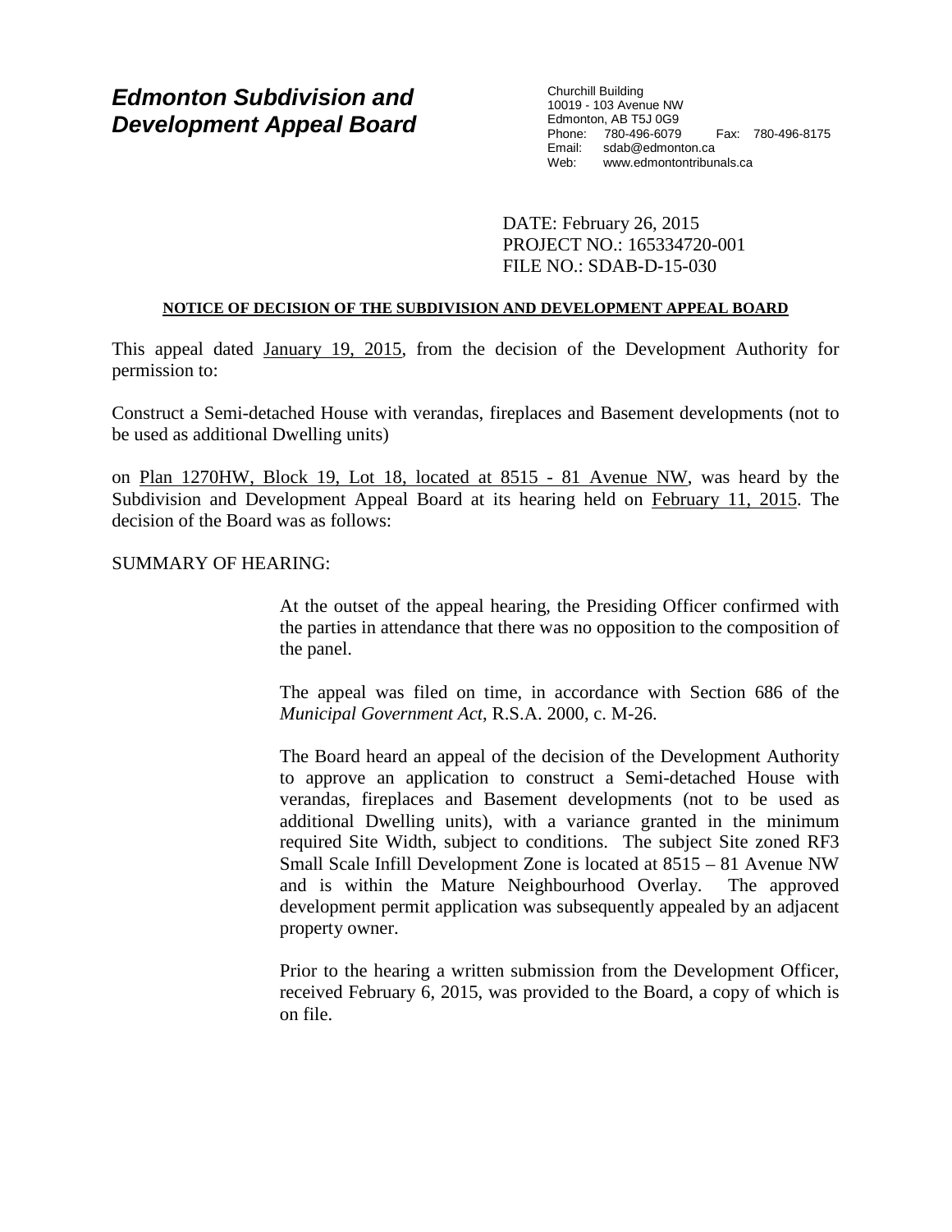**Edmonton Subdivision and Development Appeal Board**

Churchill Building
10019 - 103 Avenue NW
Edmonton, AB T5J 0G9
Phone: 780-496-6079 Fax: 780-496-8175
Email: sdab@edmonton.ca
Web: www.edmontontribunals.ca

DATE: February 26, 2015
PROJECT NO.: 165334720-001
FILE NO.: SDAB-D-15-030

**NOTICE OF DECISION OF THE SUBDIVISION AND DEVELOPMENT APPEAL BOARD**

This appeal dated January 19, 2015, from the decision of the Development Authority for permission to:

Construct a Semi-detached House with verandas, fireplaces and Basement developments (not to be used as additional Dwelling units)

on Plan 1270HW, Block 19, Lot 18, located at 8515 - 81 Avenue NW, was heard by the Subdivision and Development Appeal Board at its hearing held on February 11, 2015. The decision of the Board was as follows:

SUMMARY OF HEARING:

At the outset of the appeal hearing, the Presiding Officer confirmed with the parties in attendance that there was no opposition to the composition of the panel.

The appeal was filed on time, in accordance with Section 686 of the *Municipal Government Act*, R.S.A. 2000, c. M-26.

The Board heard an appeal of the decision of the Development Authority to approve an application to construct a Semi-detached House with verandas, fireplaces and Basement developments (not to be used as additional Dwelling units), with a variance granted in the minimum required Site Width, subject to conditions. The subject Site zoned RF3 Small Scale Infill Development Zone is located at 8515 – 81 Avenue NW and is within the Mature Neighbourhood Overlay. The approved development permit application was subsequently appealed by an adjacent property owner.

Prior to the hearing a written submission from the Development Officer, received February 6, 2015, was provided to the Board, a copy of which is on file.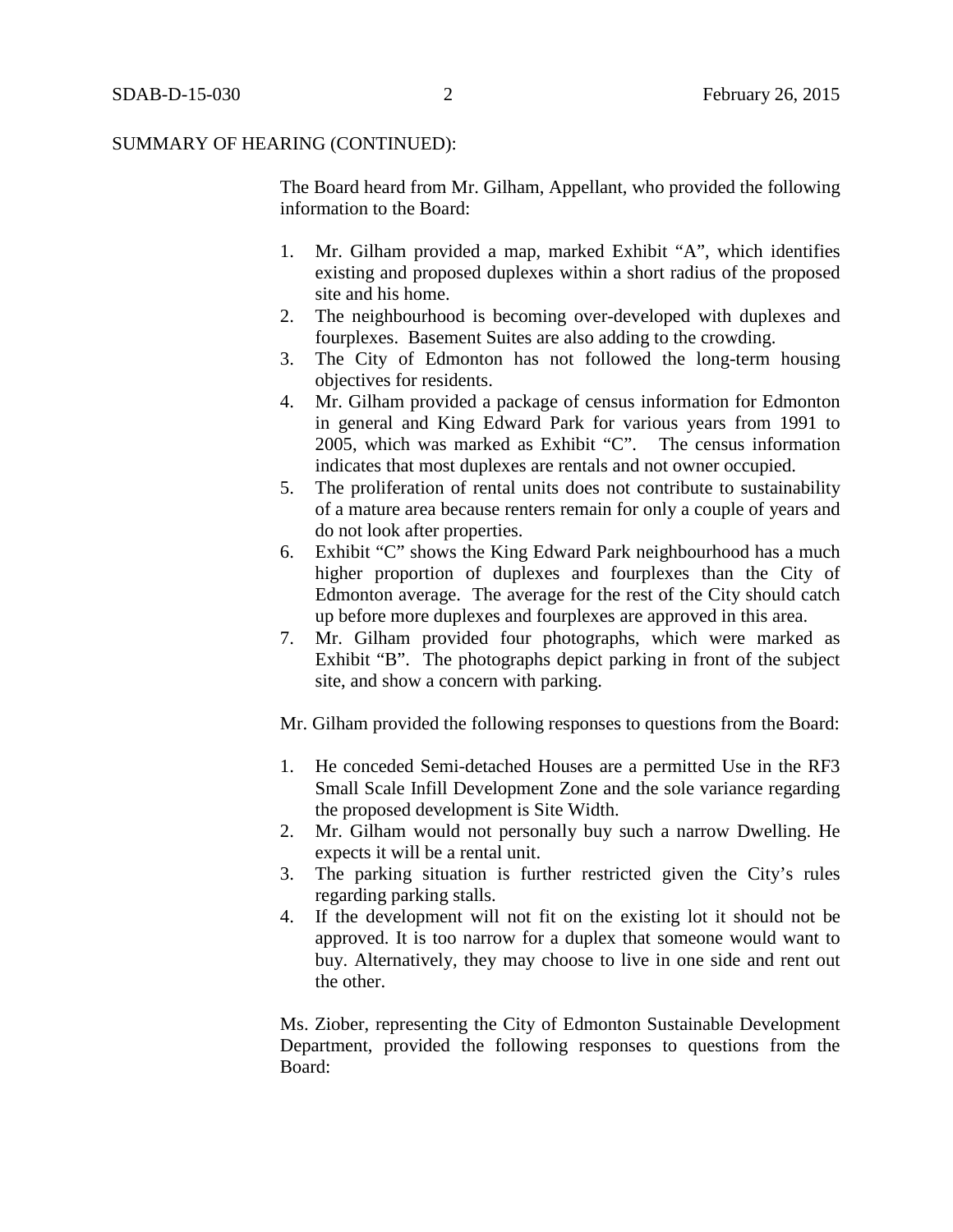SUMMARY OF HEARING (CONTINUED):

The Board heard from Mr. Gilham, Appellant, who provided the following information to the Board:

1. Mr. Gilham provided a map, marked Exhibit “A”, which identifies existing and proposed duplexes within a short radius of the proposed site and his home.
2. The neighbourhood is becoming over-developed with duplexes and fourplexes. Basement Suites are also adding to the crowding.
3. The City of Edmonton has not followed the long-term housing objectives for residents.
4. Mr. Gilham provided a package of census information for Edmonton in general and King Edward Park for various years from 1991 to 2005, which was marked as Exhibit “C”. The census information indicates that most duplexes are rentals and not owner occupied.
5. The proliferation of rental units does not contribute to sustainability of a mature area because renters remain for only a couple of years and do not look after properties.
6. Exhibit “C” shows the King Edward Park neighbourhood has a much higher proportion of duplexes and fourplexes than the City of Edmonton average. The average for the rest of the City should catch up before more duplexes and fourplexes are approved in this area.
7. Mr. Gilham provided four photographs, which were marked as Exhibit “B”. The photographs depict parking in front of the subject site, and show a concern with parking.

Mr. Gilham provided the following responses to questions from the Board:

1. He conceded Semi-detached Houses are a permitted Use in the RF3 Small Scale Infill Development Zone and the sole variance regarding the proposed development is Site Width.
2. Mr. Gilham would not personally buy such a narrow Dwelling. He expects it will be a rental unit.
3. The parking situation is further restricted given the City’s rules regarding parking stalls.
4. If the development will not fit on the existing lot it should not be approved. It is too narrow for a duplex that someone would want to buy. Alternatively, they may choose to live in one side and rent out the other.

Ms. Ziober, representing the City of Edmonton Sustainable Development Department, provided the following responses to questions from the Board: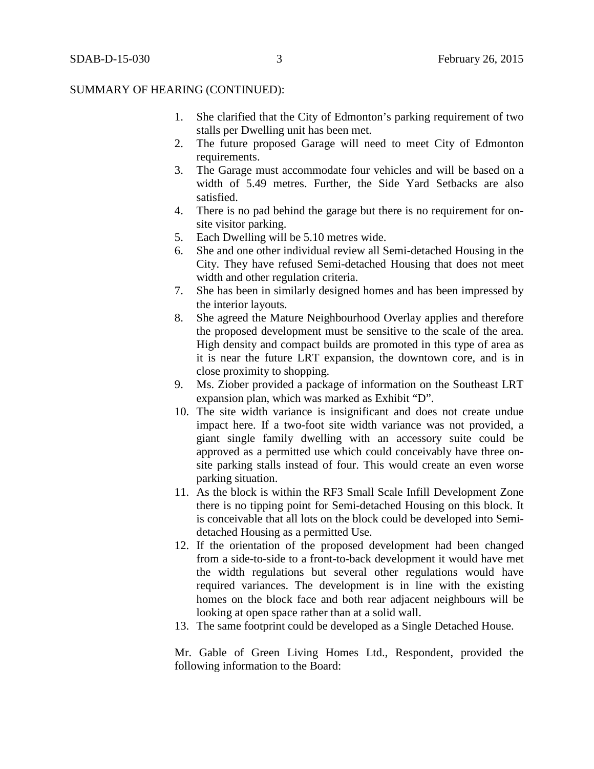SUMMARY OF HEARING (CONTINUED):

1. She clarified that the City of Edmonton's parking requirement of two stalls per Dwelling unit has been met.
2. The future proposed Garage will need to meet City of Edmonton requirements.
3. The Garage must accommodate four vehicles and will be based on a width of 5.49 metres. Further, the Side Yard Setbacks are also satisfied.
4. There is no pad behind the garage but there is no requirement for on-site visitor parking.
5. Each Dwelling will be 5.10 metres wide.
6. She and one other individual review all Semi-detached Housing in the City. They have refused Semi-detached Housing that does not meet width and other regulation criteria.
7. She has been in similarly designed homes and has been impressed by the interior layouts.
8. She agreed the Mature Neighbourhood Overlay applies and therefore the proposed development must be sensitive to the scale of the area. High density and compact builds are promoted in this type of area as it is near the future LRT expansion, the downtown core, and is in close proximity to shopping.
9. Ms. Ziober provided a package of information on the Southeast LRT expansion plan, which was marked as Exhibit "D".
10. The site width variance is insignificant and does not create undue impact here. If a two-foot site width variance was not provided, a giant single family dwelling with an accessory suite could be approved as a permitted use which could conceivably have three on-site parking stalls instead of four. This would create an even worse parking situation.
11. As the block is within the RF3 Small Scale Infill Development Zone there is no tipping point for Semi-detached Housing on this block. It is conceivable that all lots on the block could be developed into Semi-detached Housing as a permitted Use.
12. If the orientation of the proposed development had been changed from a side-to-side to a front-to-back development it would have met the width regulations but several other regulations would have required variances. The development is in line with the existing homes on the block face and both rear adjacent neighbours will be looking at open space rather than at a solid wall.
13. The same footprint could be developed as a Single Detached House.

Mr. Gable of Green Living Homes Ltd., Respondent, provided the following information to the Board: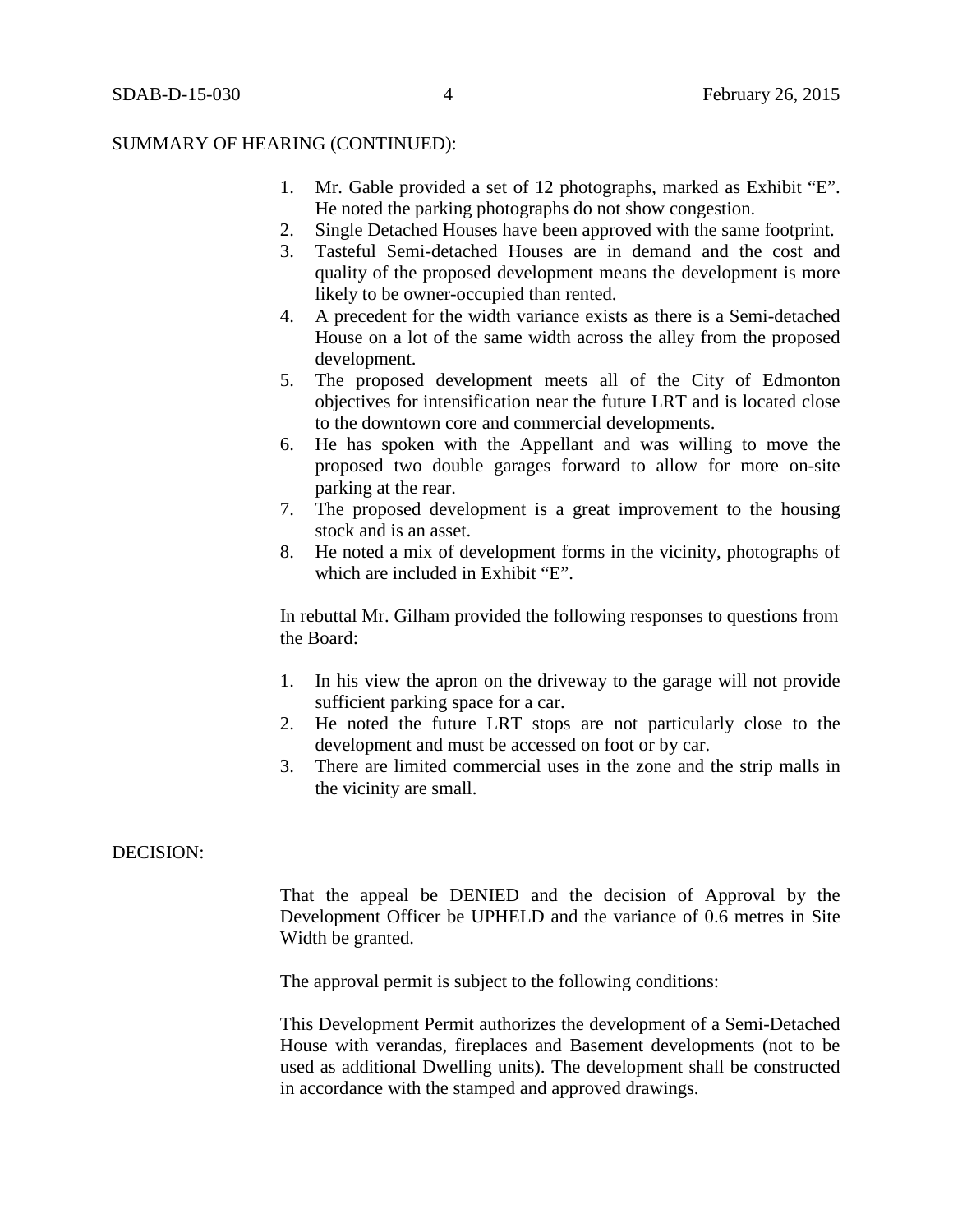SUMMARY OF HEARING (CONTINUED):

1. Mr. Gable provided a set of 12 photographs, marked as Exhibit "E". He noted the parking photographs do not show congestion.
2. Single Detached Houses have been approved with the same footprint.
3. Tasteful Semi-detached Houses are in demand and the cost and quality of the proposed development means the development is more likely to be owner-occupied than rented.
4. A precedent for the width variance exists as there is a Semi-detached House on a lot of the same width across the alley from the proposed development.
5. The proposed development meets all of the City of Edmonton objectives for intensification near the future LRT and is located close to the downtown core and commercial developments.
6. He has spoken with the Appellant and was willing to move the proposed two double garages forward to allow for more on-site parking at the rear.
7. The proposed development is a great improvement to the housing stock and is an asset.
8. He noted a mix of development forms in the vicinity, photographs of which are included in Exhibit "E".

In rebuttal Mr. Gilham provided the following responses to questions from the Board:

1. In his view the apron on the driveway to the garage will not provide sufficient parking space for a car.
2. He noted the future LRT stops are not particularly close to the development and must be accessed on foot or by car.
3. There are limited commercial uses in the zone and the strip malls in the vicinity are small.

DECISION:

That the appeal be DENIED and the decision of Approval by the Development Officer be UPHELD and the variance of 0.6 metres in Site Width be granted.

The approval permit is subject to the following conditions:

This Development Permit authorizes the development of a Semi-Detached House with verandas, fireplaces and Basement developments (not to be used as additional Dwelling units). The development shall be constructed in accordance with the stamped and approved drawings.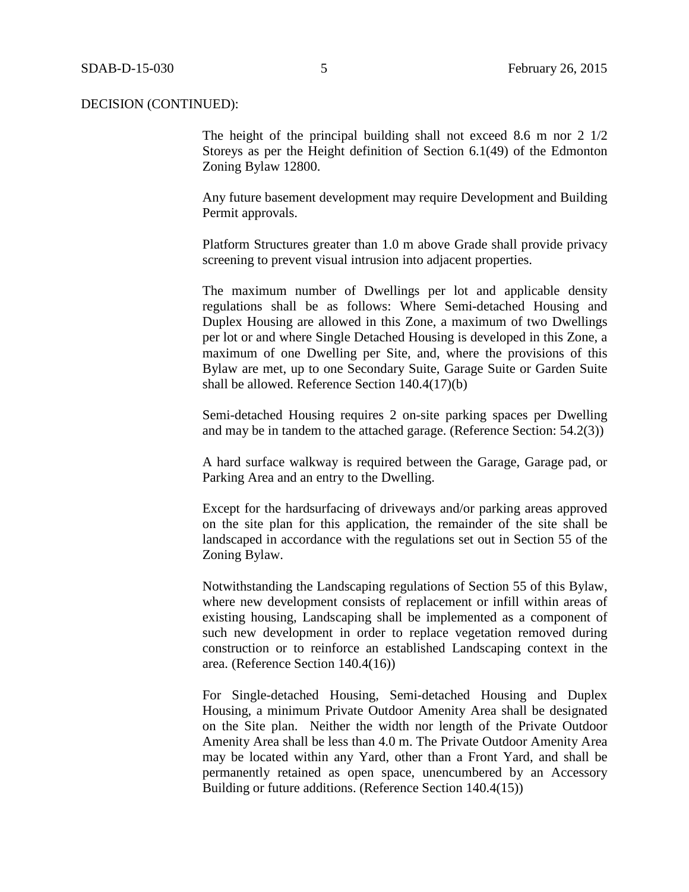DECISION (CONTINUED):

The height of the principal building shall not exceed 8.6 m nor 2 1/2 Storeys as per the Height definition of Section 6.1(49) of the Edmonton Zoning Bylaw 12800.

Any future basement development may require Development and Building Permit approvals.

Platform Structures greater than 1.0 m above Grade shall provide privacy screening to prevent visual intrusion into adjacent properties.

The maximum number of Dwellings per lot and applicable density regulations shall be as follows: Where Semi-detached Housing and Duplex Housing are allowed in this Zone, a maximum of two Dwellings per lot or and where Single Detached Housing is developed in this Zone, a maximum of one Dwelling per Site, and, where the provisions of this Bylaw are met, up to one Secondary Suite, Garage Suite or Garden Suite shall be allowed. Reference Section 140.4(17)(b)

Semi-detached Housing requires 2 on-site parking spaces per Dwelling and may be in tandem to the attached garage. (Reference Section: 54.2(3))

A hard surface walkway is required between the Garage, Garage pad, or Parking Area and an entry to the Dwelling.

Except for the hardsurfacing of driveways and/or parking areas approved on the site plan for this application, the remainder of the site shall be landscaped in accordance with the regulations set out in Section 55 of the Zoning Bylaw.

Notwithstanding the Landscaping regulations of Section 55 of this Bylaw, where new development consists of replacement or infill within areas of existing housing, Landscaping shall be implemented as a component of such new development in order to replace vegetation removed during construction or to reinforce an established Landscaping context in the area. (Reference Section 140.4(16))

For Single-detached Housing, Semi-detached Housing and Duplex Housing, a minimum Private Outdoor Amenity Area shall be designated on the Site plan. Neither the width nor length of the Private Outdoor Amenity Area shall be less than 4.0 m. The Private Outdoor Amenity Area may be located within any Yard, other than a Front Yard, and shall be permanently retained as open space, unencumbered by an Accessory Building or future additions. (Reference Section 140.4(15))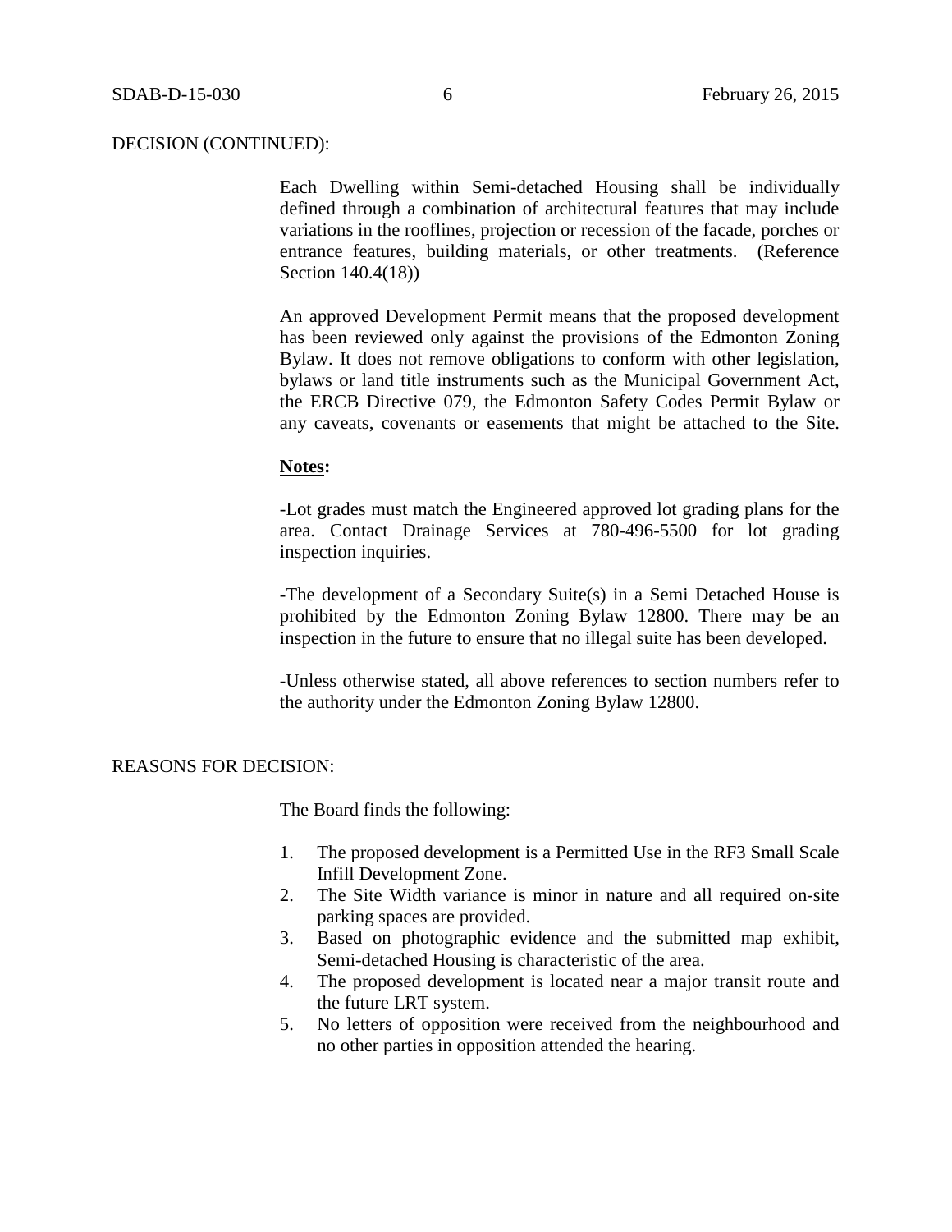DECISION (CONTINUED):

Each Dwelling within Semi-detached Housing shall be individually defined through a combination of architectural features that may include variations in the rooflines, projection or recession of the facade, porches or entrance features, building materials, or other treatments. (Reference Section 140.4(18))

An approved Development Permit means that the proposed development has been reviewed only against the provisions of the Edmonton Zoning Bylaw. It does not remove obligations to conform with other legislation, bylaws or land title instruments such as the Municipal Government Act, the ERCB Directive 079, the Edmonton Safety Codes Permit Bylaw or any caveats, covenants or easements that might be attached to the Site.

**Notes:**

-Lot grades must match the Engineered approved lot grading plans for the area. Contact Drainage Services at 780-496-5500 for lot grading inspection inquiries.

-The development of a Secondary Suite(s) in a Semi Detached House is prohibited by the Edmonton Zoning Bylaw 12800. There may be an inspection in the future to ensure that no illegal suite has been developed.

-Unless otherwise stated, all above references to section numbers refer to the authority under the Edmonton Zoning Bylaw 12800.

REASONS FOR DECISION:

The Board finds the following:

1. The proposed development is a Permitted Use in the RF3 Small Scale Infill Development Zone.
2. The Site Width variance is minor in nature and all required on-site parking spaces are provided.
3. Based on photographic evidence and the submitted map exhibit, Semi-detached Housing is characteristic of the area.
4. The proposed development is located near a major transit route and the future LRT system.
5. No letters of opposition were received from the neighbourhood and no other parties in opposition attended the hearing.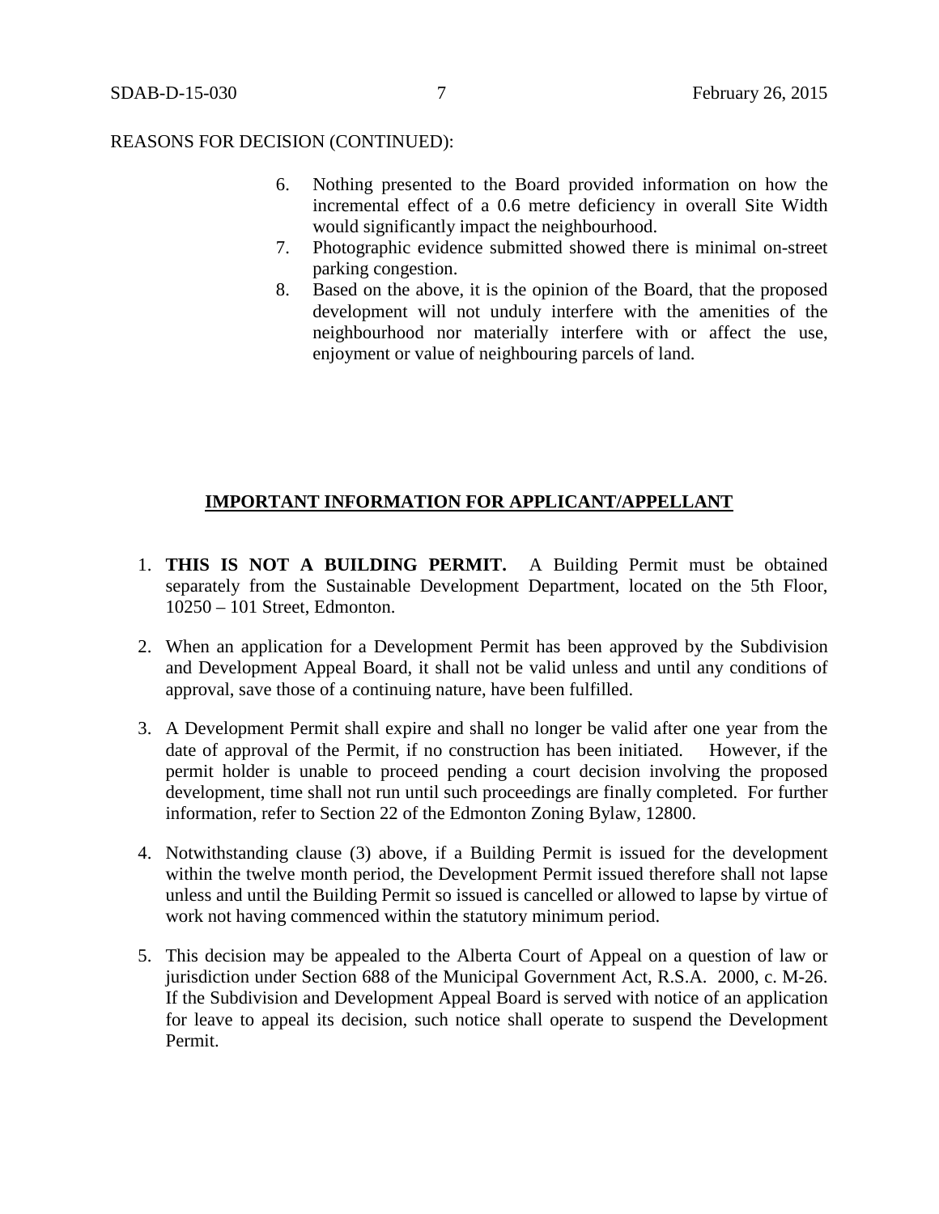REASONS FOR DECISION (CONTINUED):

6. Nothing presented to the Board provided information on how the incremental effect of a 0.6 metre deficiency in overall Site Width would significantly impact the neighbourhood.
7. Photographic evidence submitted showed there is minimal on-street parking congestion.
8. Based on the above, it is the opinion of the Board, that the proposed development will not unduly interfere with the amenities of the neighbourhood nor materially interfere with or affect the use, enjoyment or value of neighbouring parcels of land.

## IMPORTANT INFORMATION FOR APPLICANT/APPELLANT

1. **THIS IS NOT A BUILDING PERMIT.** A Building Permit must be obtained separately from the Sustainable Development Department, located on the 5th Floor, 10250 – 101 Street, Edmonton.

2. When an application for a Development Permit has been approved by the Subdivision and Development Appeal Board, it shall not be valid unless and until any conditions of approval, save those of a continuing nature, have been fulfilled.

3. A Development Permit shall expire and shall no longer be valid after one year from the date of approval of the Permit, if no construction has been initiated. However, if the permit holder is unable to proceed pending a court decision involving the proposed development, time shall not run until such proceedings are finally completed. For further information, refer to Section 22 of the Edmonton Zoning Bylaw, 12800.

4. Notwithstanding clause (3) above, if a Building Permit is issued for the development within the twelve month period, the Development Permit issued therefore shall not lapse unless and until the Building Permit so issued is cancelled or allowed to lapse by virtue of work not having commenced within the statutory minimum period.

5. This decision may be appealed to the Alberta Court of Appeal on a question of law or jurisdiction under Section 688 of the Municipal Government Act, R.S.A. 2000, c. M-26. If the Subdivision and Development Appeal Board is served with notice of an application for leave to appeal its decision, such notice shall operate to suspend the Development Permit.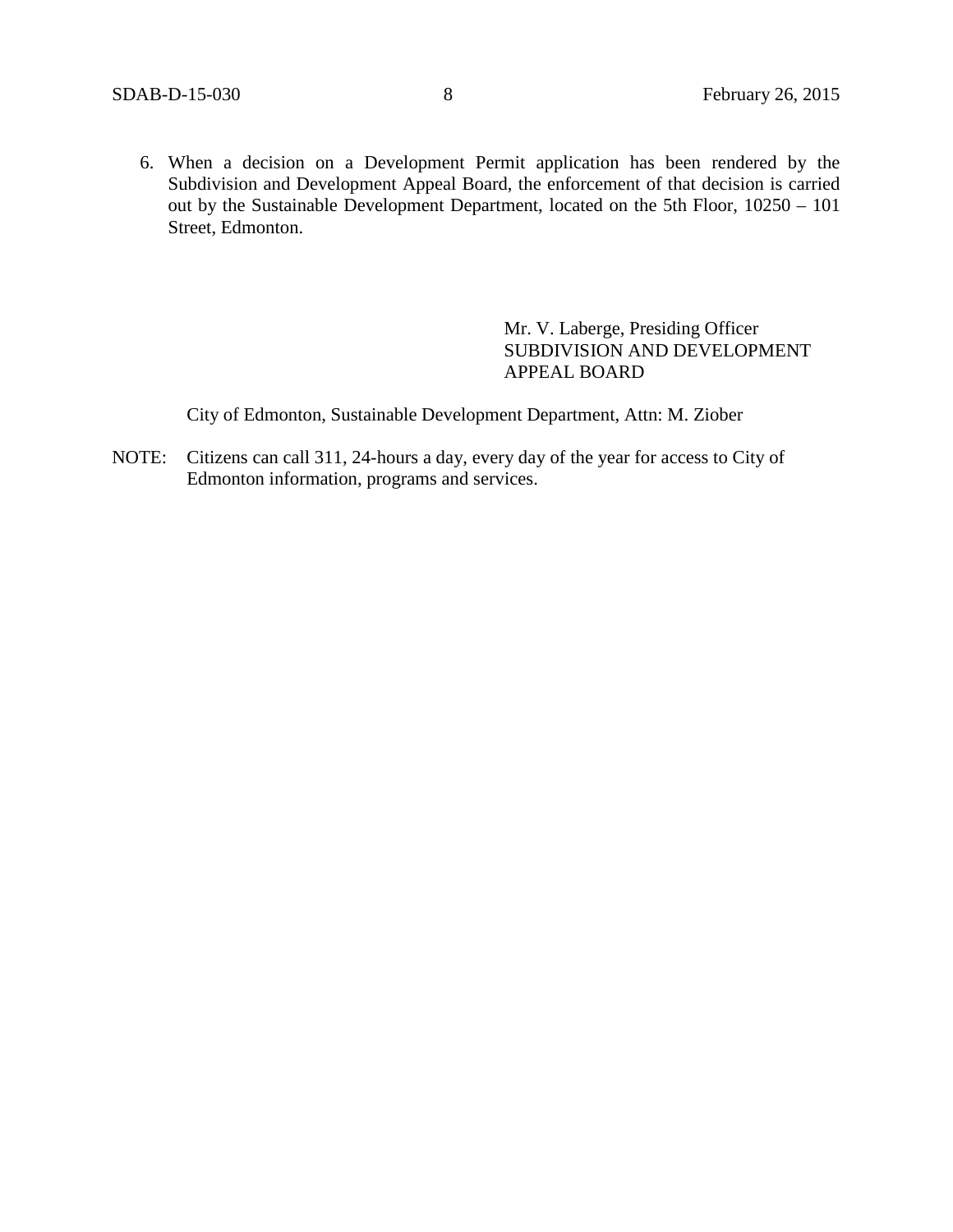6. When a decision on a Development Permit application has been rendered by the Subdivision and Development Appeal Board, the enforcement of that decision is carried out by the Sustainable Development Department, located on the 5th Floor, 10250 – 101 Street, Edmonton.

Mr. V. Laberge, Presiding Officer
SUBDIVISION AND DEVELOPMENT APPEAL BOARD

City of Edmonton, Sustainable Development Department, Attn: M. Ziober

NOTE: Citizens can call 311, 24-hours a day, every day of the year for access to City of Edmonton information, programs and services.